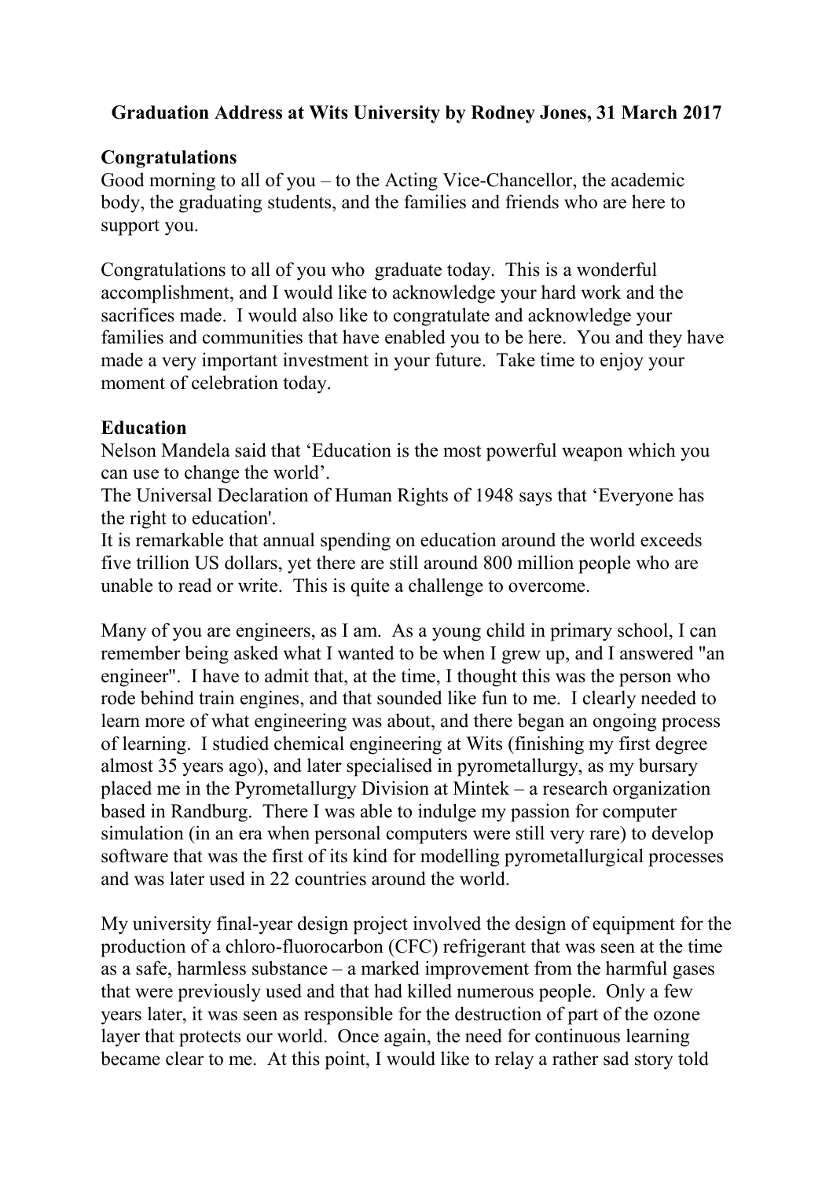# Graduation Address at Wits University by Rodney Jones, 31 March 2017

## Congratulations

Good morning to all of you – to the Acting Vice-Chancellor, the academic body, the graduating students, and the families and friends who are here to support you.

Congratulations to all of you who graduate today. This is a wonderful accomplishment, and I would like to acknowledge your hard work and the sacrifices made. I would also like to congratulate and acknowledge your families and communities that have enabled you to be here. You and they have made a very important investment in your future. Take time to enjoy your moment of celebration today.

## Education

Nelson Mandela said that 'Education is the most powerful weapon which you can use to change the world'.
The Universal Declaration of Human Rights of 1948 says that 'Everyone has the right to education'.
It is remarkable that annual spending on education around the world exceeds five trillion US dollars, yet there are still around 800 million people who are unable to read or write. This is quite a challenge to overcome.

Many of you are engineers, as I am. As a young child in primary school, I can remember being asked what I wanted to be when I grew up, and I answered "an engineer". I have to admit that, at the time, I thought this was the person who rode behind train engines, and that sounded like fun to me. I clearly needed to learn more of what engineering was about, and there began an ongoing process of learning. I studied chemical engineering at Wits (finishing my first degree almost 35 years ago), and later specialised in pyrometallurgy, as my bursary placed me in the Pyrometallurgy Division at Mintek – a research organization based in Randburg. There I was able to indulge my passion for computer simulation (in an era when personal computers were still very rare) to develop software that was the first of its kind for modelling pyrometallurgical processes and was later used in 22 countries around the world.

My university final-year design project involved the design of equipment for the production of a chloro-fluorocarbon (CFC) refrigerant that was seen at the time as a safe, harmless substance – a marked improvement from the harmful gases that were previously used and that had killed numerous people. Only a few years later, it was seen as responsible for the destruction of part of the ozone layer that protects our world. Once again, the need for continuous learning became clear to me. At this point, I would like to relay a rather sad story told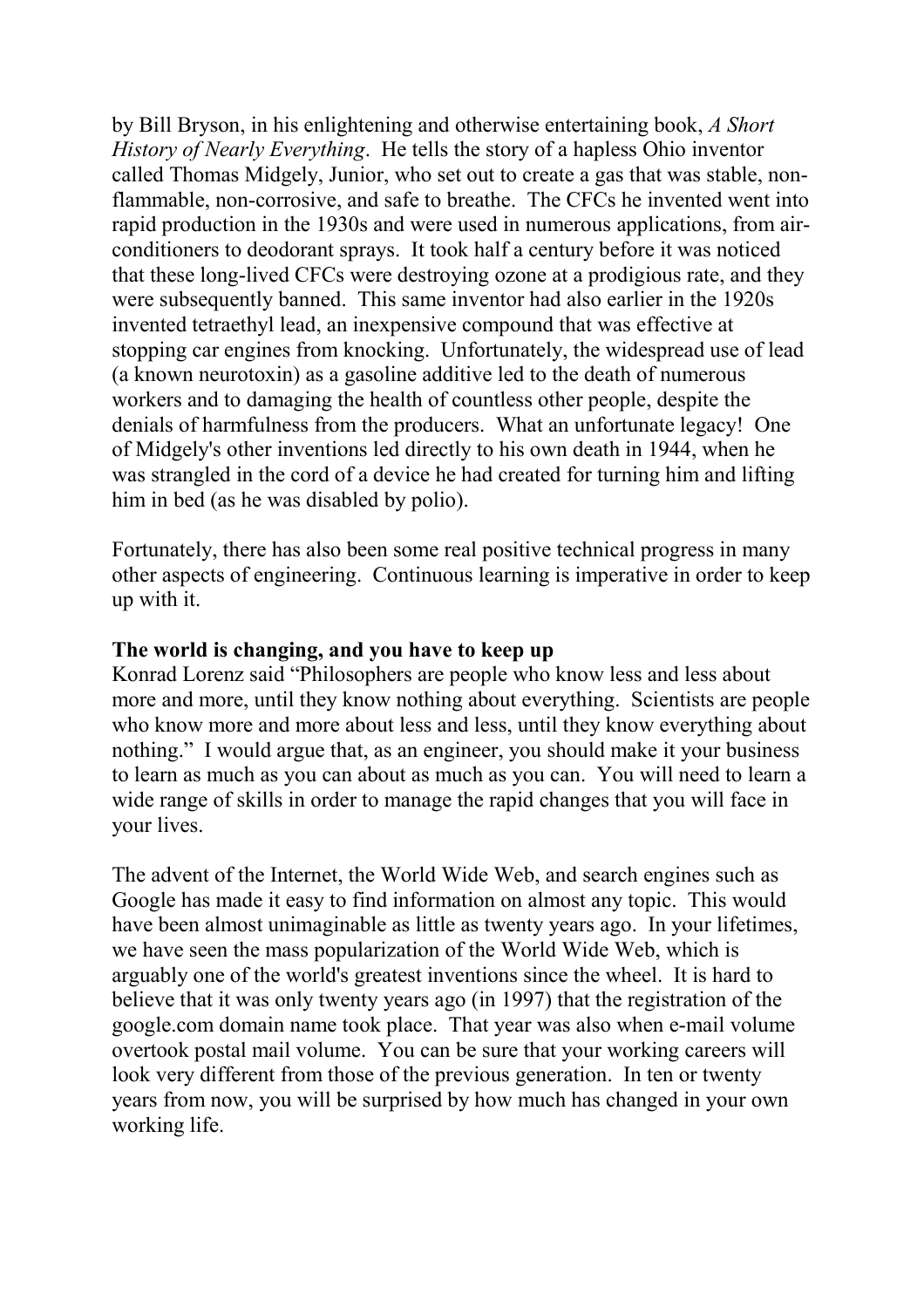by Bill Bryson, in his enlightening and otherwise entertaining book, *A Short History of Nearly Everything*. He tells the story of a hapless Ohio inventor called Thomas Midgely, Junior, who set out to create a gas that was stable, non-flammable, non-corrosive, and safe to breathe. The CFCs he invented went into rapid production in the 1930s and were used in numerous applications, from air-conditioners to deodorant sprays. It took half a century before it was noticed that these long-lived CFCs were destroying ozone at a prodigious rate, and they were subsequently banned. This same inventor had also earlier in the 1920s invented tetraethyl lead, an inexpensive compound that was effective at stopping car engines from knocking. Unfortunately, the widespread use of lead (a known neurotoxin) as a gasoline additive led to the death of numerous workers and to damaging the health of countless other people, despite the denials of harmfulness from the producers. What an unfortunate legacy! One of Midgely's other inventions led directly to his own death in 1944, when he was strangled in the cord of a device he had created for turning him and lifting him in bed (as he was disabled by polio).

Fortunately, there has also been some real positive technical progress in many other aspects of engineering. Continuous learning is imperative in order to keep up with it.

**The world is changing, and you have to keep up**

Konrad Lorenz said "Philosophers are people who know less and less about more and more, until they know nothing about everything. Scientists are people who know more and more about less and less, until they know everything about nothing." I would argue that, as an engineer, you should make it your business to learn as much as you can about as much as you can. You will need to learn a wide range of skills in order to manage the rapid changes that you will face in your lives.

The advent of the Internet, the World Wide Web, and search engines such as Google has made it easy to find information on almost any topic. This would have been almost unimaginable as little as twenty years ago. In your lifetimes, we have seen the mass popularization of the World Wide Web, which is arguably one of the world's greatest inventions since the wheel. It is hard to believe that it was only twenty years ago (in 1997) that the registration of the google.com domain name took place. That year was also when e-mail volume overtook postal mail volume. You can be sure that your working careers will look very different from those of the previous generation. In ten or twenty years from now, you will be surprised by how much has changed in your own working life.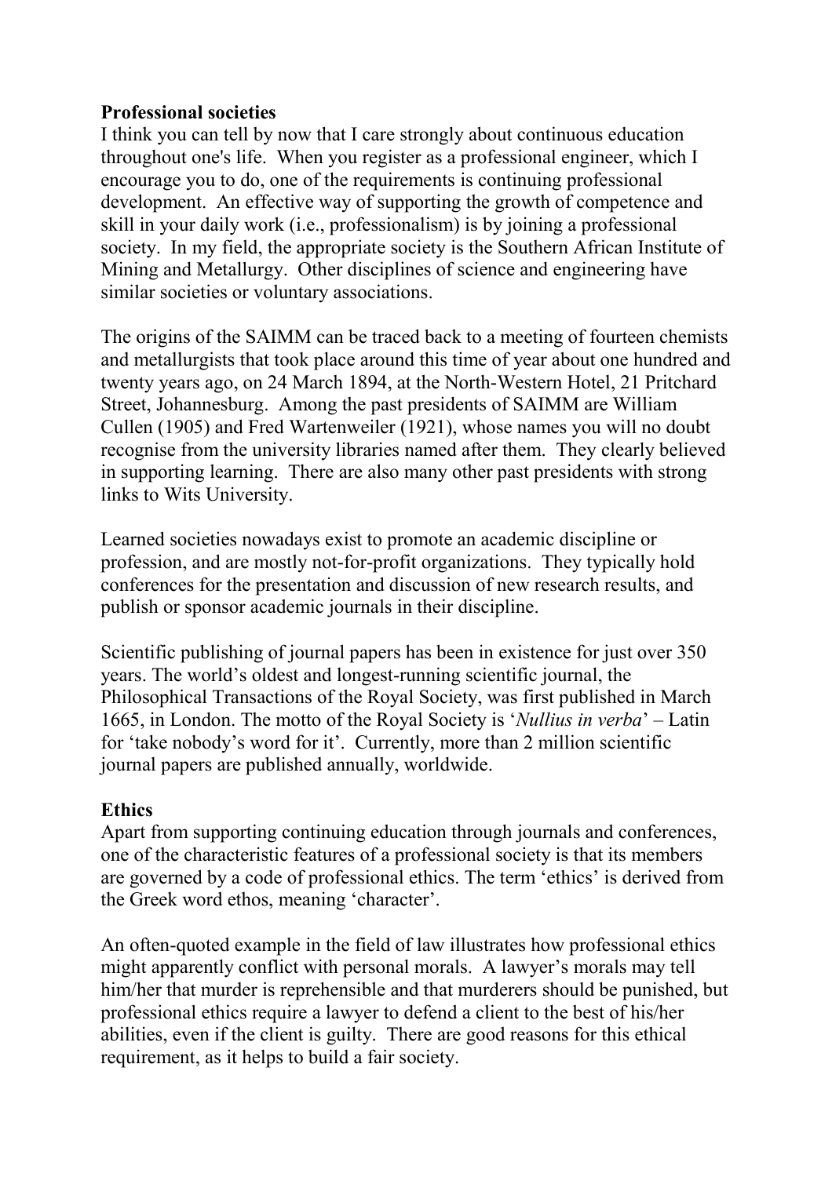**Professional societies**

I think you can tell by now that I care strongly about continuous education throughout one's life. When you register as a professional engineer, which I encourage you to do, one of the requirements is continuing professional development. An effective way of supporting the growth of competence and skill in your daily work (i.e., professionalism) is by joining a professional society. In my field, the appropriate society is the Southern African Institute of Mining and Metallurgy. Other disciplines of science and engineering have similar societies or voluntary associations.

The origins of the SAIMM can be traced back to a meeting of fourteen chemists and metallurgists that took place around this time of year about one hundred and twenty years ago, on 24 March 1894, at the North-Western Hotel, 21 Pritchard Street, Johannesburg. Among the past presidents of SAIMM are William Cullen (1905) and Fred Wartenweiler (1921), whose names you will no doubt recognise from the university libraries named after them. They clearly believed in supporting learning. There are also many other past presidents with strong links to Wits University.

Learned societies nowadays exist to promote an academic discipline or profession, and are mostly not-for-profit organizations. They typically hold conferences for the presentation and discussion of new research results, and publish or sponsor academic journals in their discipline.

Scientific publishing of journal papers has been in existence for just over 350 years. The world's oldest and longest-running scientific journal, the Philosophical Transactions of the Royal Society, was first published in March 1665, in London. The motto of the Royal Society is '*Nullius in verba*' – Latin for 'take nobody's word for it'. Currently, more than 2 million scientific journal papers are published annually, worldwide.

**Ethics**

Apart from supporting continuing education through journals and conferences, one of the characteristic features of a professional society is that its members are governed by a code of professional ethics. The term 'ethics' is derived from the Greek word ethos, meaning 'character'.

An often-quoted example in the field of law illustrates how professional ethics might apparently conflict with personal morals. A lawyer's morals may tell him/her that murder is reprehensible and that murderers should be punished, but professional ethics require a lawyer to defend a client to the best of his/her abilities, even if the client is guilty. There are good reasons for this ethical requirement, as it helps to build a fair society.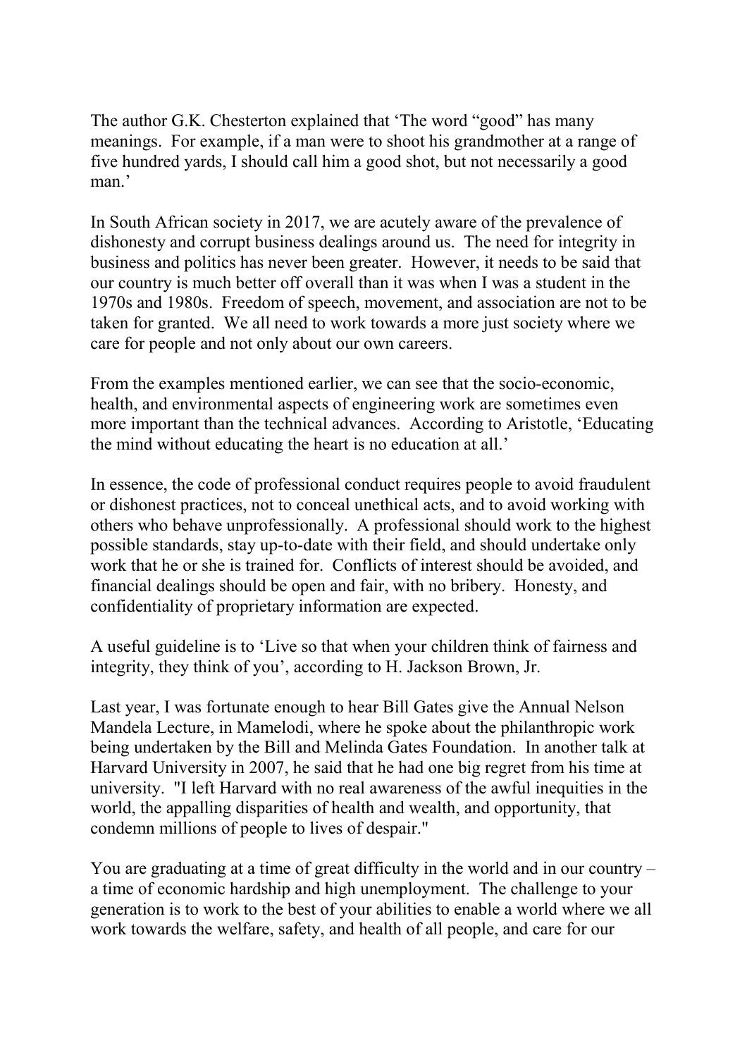The author G.K. Chesterton explained that 'The word "good" has many meanings. For example, if a man were to shoot his grandmother at a range of five hundred yards, I should call him a good shot, but not necessarily a good man.'

In South African society in 2017, we are acutely aware of the prevalence of dishonesty and corrupt business dealings around us. The need for integrity in business and politics has never been greater. However, it needs to be said that our country is much better off overall than it was when I was a student in the 1970s and 1980s. Freedom of speech, movement, and association are not to be taken for granted. We all need to work towards a more just society where we care for people and not only about our own careers.

From the examples mentioned earlier, we can see that the socio-economic, health, and environmental aspects of engineering work are sometimes even more important than the technical advances. According to Aristotle, 'Educating the mind without educating the heart is no education at all.'

In essence, the code of professional conduct requires people to avoid fraudulent or dishonest practices, not to conceal unethical acts, and to avoid working with others who behave unprofessionally. A professional should work to the highest possible standards, stay up-to-date with their field, and should undertake only work that he or she is trained for. Conflicts of interest should be avoided, and financial dealings should be open and fair, with no bribery. Honesty, and confidentiality of proprietary information are expected.

A useful guideline is to 'Live so that when your children think of fairness and integrity, they think of you', according to H. Jackson Brown, Jr.

Last year, I was fortunate enough to hear Bill Gates give the Annual Nelson Mandela Lecture, in Mamelodi, where he spoke about the philanthropic work being undertaken by the Bill and Melinda Gates Foundation. In another talk at Harvard University in 2007, he said that he had one big regret from his time at university. "I left Harvard with no real awareness of the awful inequities in the world, the appalling disparities of health and wealth, and opportunity, that condemn millions of people to lives of despair."

You are graduating at a time of great difficulty in the world and in our country – a time of economic hardship and high unemployment. The challenge to your generation is to work to the best of your abilities to enable a world where we all work towards the welfare, safety, and health of all people, and care for our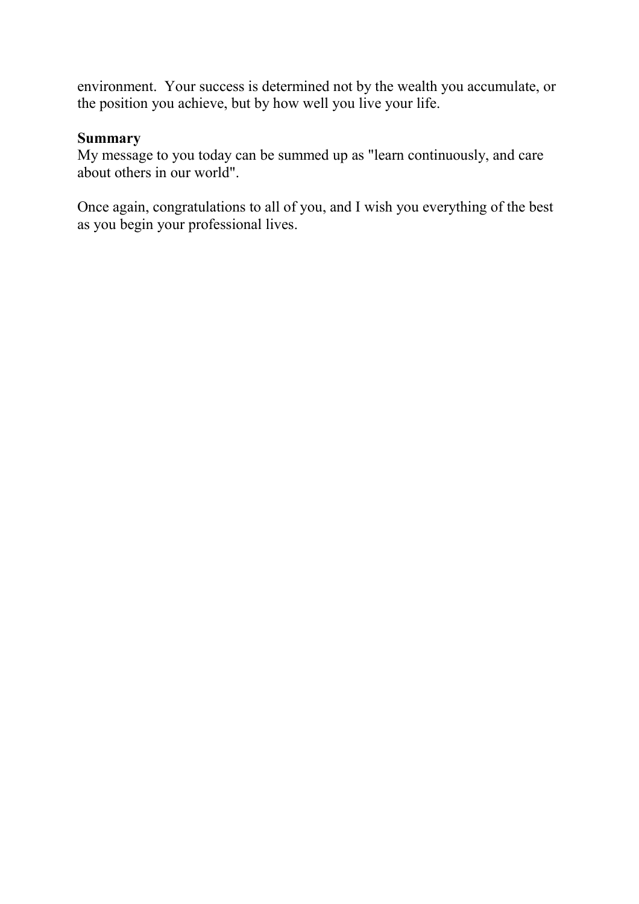environment.  Your success is determined not by the wealth you accumulate, or the position you achieve, but by how well you live your life.

**Summary**

My message to you today can be summed up as "learn continuously, and care about others in our world".

Once again, congratulations to all of you, and I wish you everything of the best as you begin your professional lives.